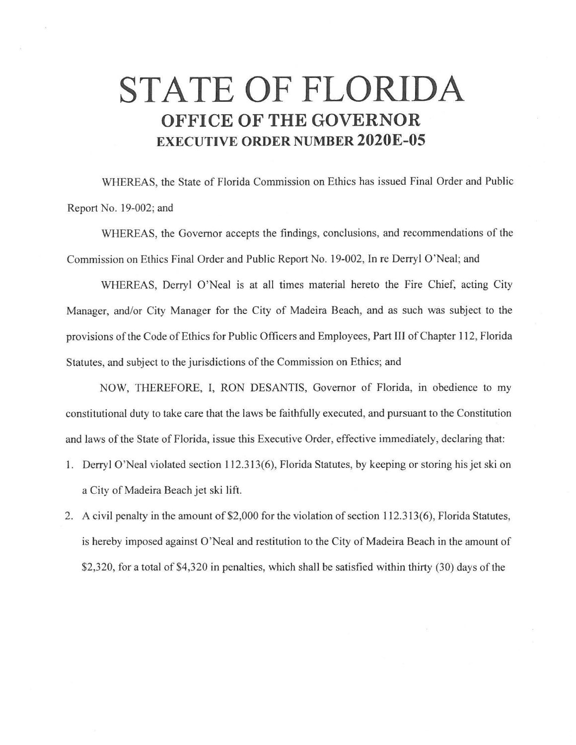# STATE OF FLORIDA

## OFFICE OF THE GOVERNOR

### EXECUTIVE ORDER NUMBER 2020E-05

WHEREAS, the State of Florida Commission on Ethics has issued Final Order and Public Report No. 19-002; and

WHEREAS, the Governor accepts the findings, conclusions, and recommendations of the Commission on Ethics Final Order and Public Report No. 19-002, In re Derryl O'Neal; and

WHEREAS, Derryl O'Neal is at all times material hereto the Fire Chief, acting City Manager, and/or City Manager for the City of Madeira Beach, and as such was subject to the provisions of the Code of Ethics for Public Officers and Employees, Part III of Chapter 112, Florida Statutes, and subject to the jurisdictions of the Commission on Ethics; and

NOW, THEREFORE, I, RON DESANTIS, Governor of Florida, in obedience to my constitutional duty to take care that the laws be faithfully executed, and pursuant to the Constitution and laws of the State of Florida, issue this Executive Order, effective immediately, declaring that:

1. Derryl O'Neal violated section 112.313(6), Florida Statutes, by keeping or storing his jet ski on a City of Madeira Beach jet ski lift.
2. A civil penalty in the amount of $2,000 for the violation of section 112.313(6), Florida Statutes, is hereby imposed against O'Neal and restitution to the City of Madeira Beach in the amount of $2,320, for a total of $4,320 in penalties, which shall be satisfied within thirty (30) days of the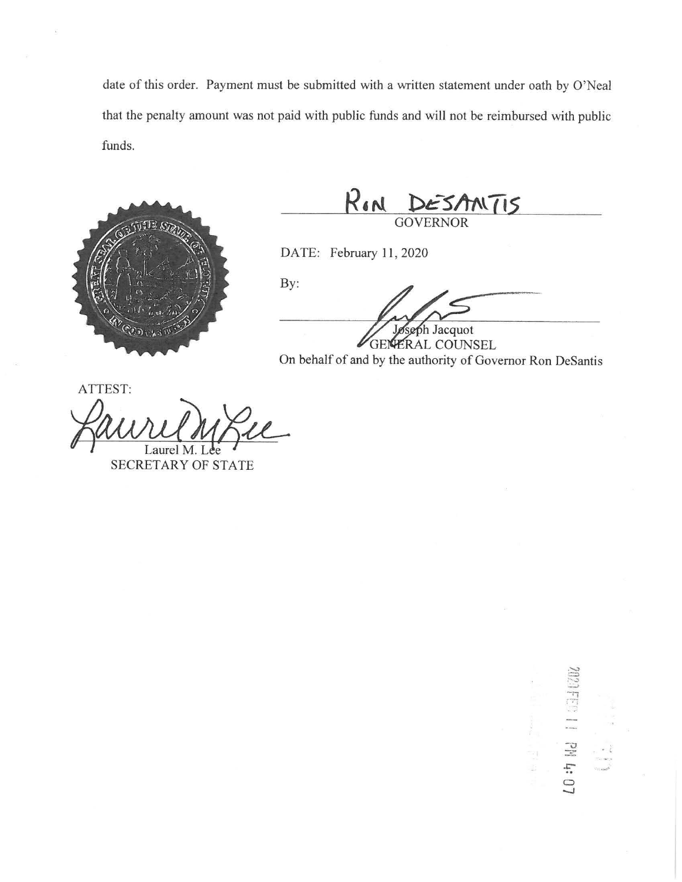date of this order. Payment must be submitted with a written statement under oath by O'Neal that the penalty amount was not paid with public funds and will not be reimbursed with public funds.

RON DESANTIS

GOVERNOR

DATE: February 11, 2020

By:

Joseph Jacquot

GENERAL COUNSEL

On behalf of and by the authority of Governor Ron DeSantis

ATTEST:

Laurel M. Lee

SECRETARY OF STATE

2020 FEB 11 PM 4:07